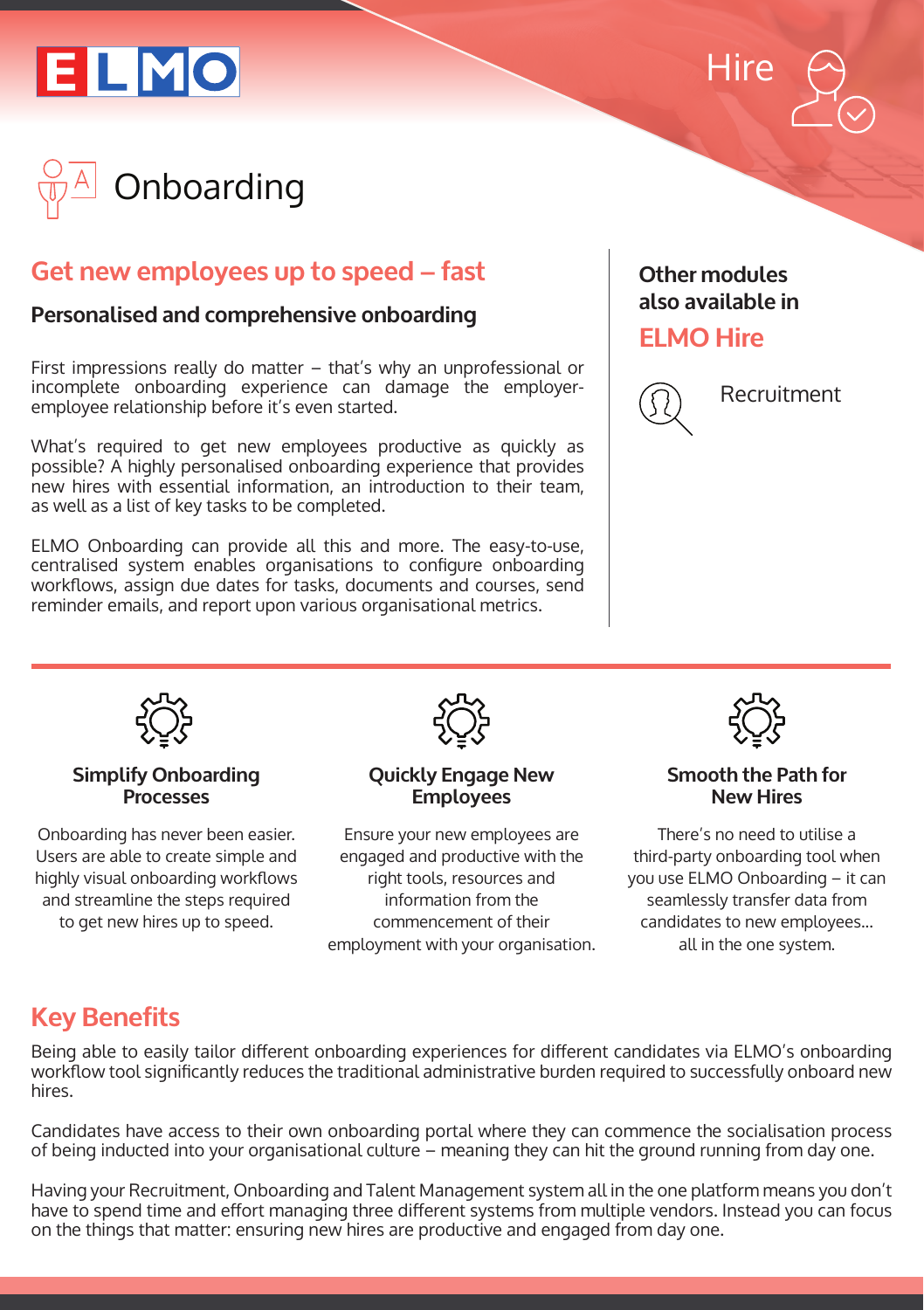ELMO

Hire

# Onboarding

## Get new employees up to speed – fast

### Personalised and comprehensive onboarding

First impressions really do matter – that's why an unprofessional or incomplete onboarding experience can damage the employer-employee relationship before it's even started.

What's required to get new employees productive as quickly as possible? A highly personalised onboarding experience that provides new hires with essential information, an introduction to their team, as well as a list of key tasks to be completed.

ELMO Onboarding can provide all this and more. The easy-to-use, centralised system enables organisations to configure onboarding workflows, assign due dates for tasks, documents and courses, send reminder emails, and report upon various organisational metrics.

**Other modules also available in**

**ELMO Hire**

Recruitment

### Simplify Onboarding Processes

Onboarding has never been easier. Users are able to create simple and highly visual onboarding workflows and streamline the steps required to get new hires up to speed.

### Quickly Engage New Employees

Ensure your new employees are engaged and productive with the right tools, resources and information from the commencement of their employment with your organisation.

### Smooth the Path for New Hires

There's no need to utilise a third-party onboarding tool when you use ELMO Onboarding – it can seamlessly transfer data from candidates to new employees... all in the one system.

## Key Benefits

Being able to easily tailor different onboarding experiences for different candidates via ELMO's onboarding workflow tool significantly reduces the traditional administrative burden required to successfully onboard new hires.

Candidates have access to their own onboarding portal where they can commence the socialisation process of being inducted into your organisational culture – meaning they can hit the ground running from day one.

Having your Recruitment, Onboarding and Talent Management system all in the one platform means you don't have to spend time and effort managing three different systems from multiple vendors. Instead you can focus on the things that matter: ensuring new hires are productive and engaged from day one.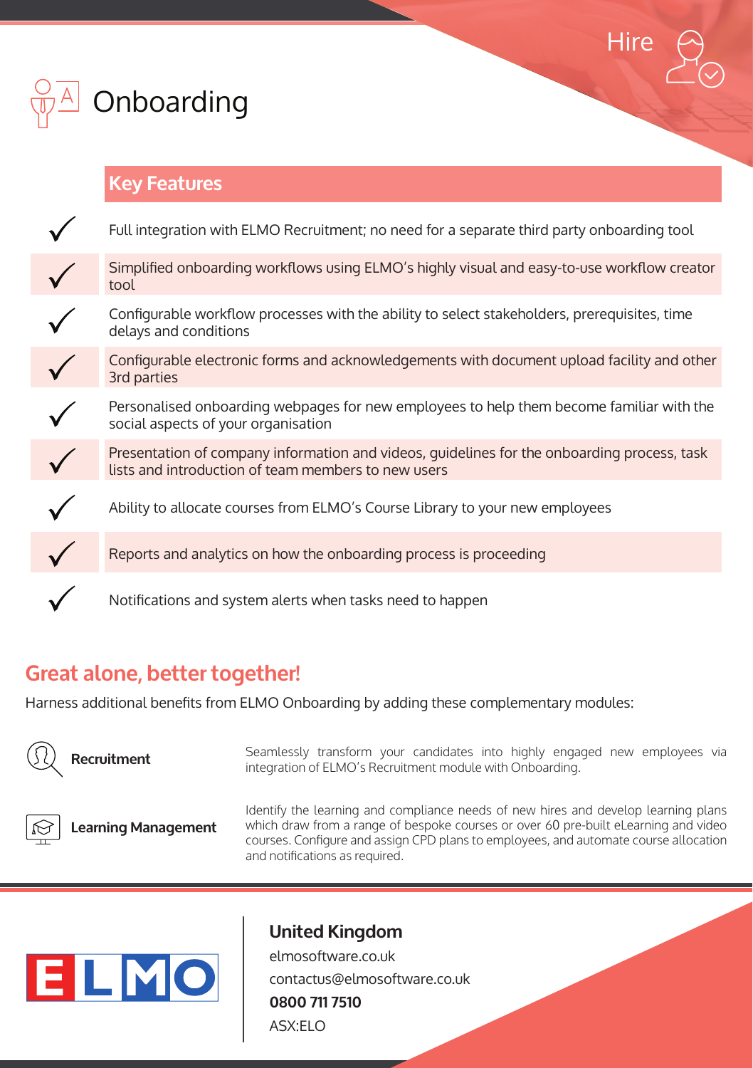Hire

# Onboarding

## Key Features

- ✓ Full integration with ELMO Recruitment; no need for a separate third party onboarding tool
- ✓ Simplified onboarding workflows using ELMO's highly visual and easy-to-use workflow creator tool
- ✓ Configurable workflow processes with the ability to select stakeholders, prerequisites, time delays and conditions
- ✓ Configurable electronic forms and acknowledgements with document upload facility and other 3rd parties
- ✓ Personalised onboarding webpages for new employees to help them become familiar with the social aspects of your organisation
- ✓ Presentation of company information and videos, guidelines for the onboarding process, task lists and introduction of team members to new users
- ✓ Ability to allocate courses from ELMO's Course Library to your new employees
- ✓ Reports and analytics on how the onboarding process is proceeding
- ✓ Notifications and system alerts when tasks need to happen

## Great alone, better together!

Harness additional benefits from ELMO Onboarding by adding these complementary modules:

**Recruitment**

Seamlessly transform your candidates into highly engaged new employees via integration of ELMO's Recruitment module with Onboarding.

**Learning Management**

Identify the learning and compliance needs of new hires and develop learning plans which draw from a range of bespoke courses or over 60 pre-built eLearning and video courses. Configure and assign CPD plans to employees, and automate course allocation and notifications as required.

ELMO

**United Kingdom**

elmosoftware.co.uk

contactus@elmosoftware.co.uk

**0800 711 7510**

ASX:ELO